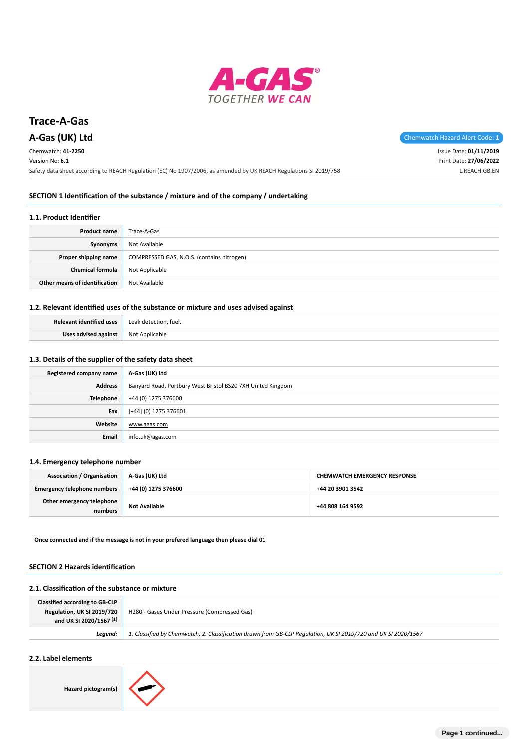# Trace-A-Gas

## A-Gas (UK) Ltd

Chemwatch Hazard Alert Code: **1**

Chemwatch: **41-2250**
Version No: **6.1**
Safety data sheet according to REACH Regulation (EC) No 1907/2006, as amended by UK REACH Regulations SI 2019/758

Issue Date: **01/11/2019**
Print Date: **27/06/2022**
L.REACH.GB.EN

## SECTION 1 Identification of the substance / mixture and of the company / undertaking

### 1.1. Product Identifier

| | |
|---|---|
| **Product name** | Trace-A-Gas |
| **Synonyms** | Not Available |
| **Proper shipping name** | COMPRESSED GAS, N.O.S. (contains nitrogen) |
| **Chemical formula** | Not Applicable |
| **Other means of identification** | Not Available |

### 1.2. Relevant identified uses of the substance or mixture and uses advised against

| | |
|---|---|
| **Relevant identified uses** | Leak detection, fuel. |
| **Uses advised against** | Not Applicable |

### 1.3. Details of the supplier of the safety data sheet

| | |
|---|---|
| **Registered company name** | **A-Gas (UK) Ltd** |
| **Address** | Banyard Road, Portbury West Bristol BS20 7XH United Kingdom |
| **Telephone** | +44 (0) 1275 376600 |
| **Fax** | [+44] (0) 1275 376601 |
| **Website** | www.agas.com |
| **Email** | info.uk@agas.com |

### 1.4. Emergency telephone number

| | | |
|---|---|---|
| **Association / Organisation** | **A-Gas (UK) Ltd** | **CHEMWATCH EMERGENCY RESPONSE** |
| **Emergency telephone numbers** | **+44 (0) 1275 376600** | **+44 20 3901 3542** |
| **Other emergency telephone numbers** | **Not Available** | **+44 808 164 9592** |

**Once connected and if the message is not in your prefered language then please dial 01**

## SECTION 2 Hazards identification

### 2.1. Classification of the substance or mixture

| | |
|---|---|
| **Classified according to GB-CLP Regulation, UK SI 2019/720 and UK SI 2020/1567 [1]** | H280 - Gases Under Pressure (Compressed Gas) |
| ***Legend:*** | *1. Classified by Chemwatch; 2. Classification drawn from GB-CLP Regulation, UK SI 2019/720 and UK SI 2020/1567* |

### 2.2. Label elements

| | |
|---|---|
| **Hazard pictogram(s)** | |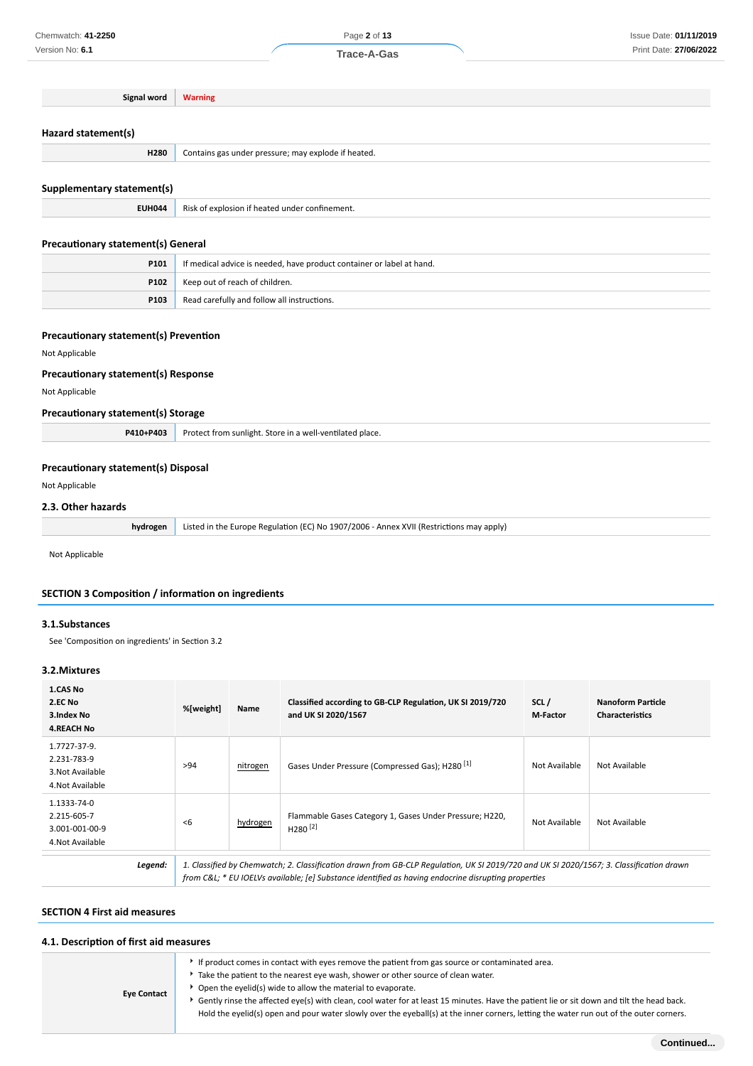| Signal word | Warning |
| --- | --- |

### Hazard statement(s)

| H280 | Contains gas under pressure; may explode if heated. |
| --- | --- |

### Supplementary statement(s)

| EUH044 | Risk of explosion if heated under confinement. |
| --- | --- |

### Precautionary statement(s) General

| P101 | If medical advice is needed, have product container or label at hand. |
| --- | --- |
| P102 | Keep out of reach of children. |
| P103 | Read carefully and follow all instructions. |

### Precautionary statement(s) Prevention

Not Applicable

### Precautionary statement(s) Response

Not Applicable

### Precautionary statement(s) Storage

| P410+P403 | Protect from sunlight. Store in a well-ventilated place. |
| --- | --- |

### Precautionary statement(s) Disposal

Not Applicable

### 2.3. Other hazards

| hydrogen | Listed in the Europe Regulation (EC) No 1907/2006 - Annex XVII (Restrictions may apply) |
| --- | --- |

Not Applicable

## SECTION 3 Composition / information on ingredients

### 3.1.Substances

See 'Composition on ingredients' in Section 3.2

### 3.2.Mixtures

| 1.CAS No<br>2.EC No<br>3.Index No<br>4.REACH No | %[weight] | Name | Classified according to GB-CLP Regulation, UK SI 2019/720 and UK SI 2020/1567 | SCL / M-Factor | Nanoform Particle Characteristics |
| --- | --- | --- | --- | --- | --- |
| 1.7727-37-9.<br>2.231-783-9<br>3.Not Available<br>4.Not Available | >94 | nitrogen | Gases Under Pressure (Compressed Gas); H280 [1] | Not Available | Not Available |
| 1.1333-74-0<br>2.215-605-7<br>3.001-001-00-9<br>4.Not Available | <6 | hydrogen | Flammable Gases Category 1, Gases Under Pressure; H220, H280 [2] | Not Available | Not Available |
| *Legend:* | *1. Classified by Chemwatch; 2. Classification drawn from GB-CLP Regulation, UK SI 2019/720 and UK SI 2020/1567; 3. Classification drawn from C&L; * EU IOELVs available; [e] Substance identified as having endocrine disrupting properties* | | | | |

## SECTION 4 First aid measures

### 4.1. Description of first aid measures

| Eye Contact | ▸ If product comes in contact with eyes remove the patient from gas source or contaminated area.<br>▸ Take the patient to the nearest eye wash, shower or other source of clean water.<br>▸ Open the eyelid(s) wide to allow the material to evaporate.<br>▸ Gently rinse the affected eye(s) with clean, cool water for at least 15 minutes. Have the patient lie or sit down and tilt the head back. Hold the eyelid(s) open and pour water slowly over the eyeball(s) at the inner corners, letting the water run out of the outer corners. |
| --- | --- |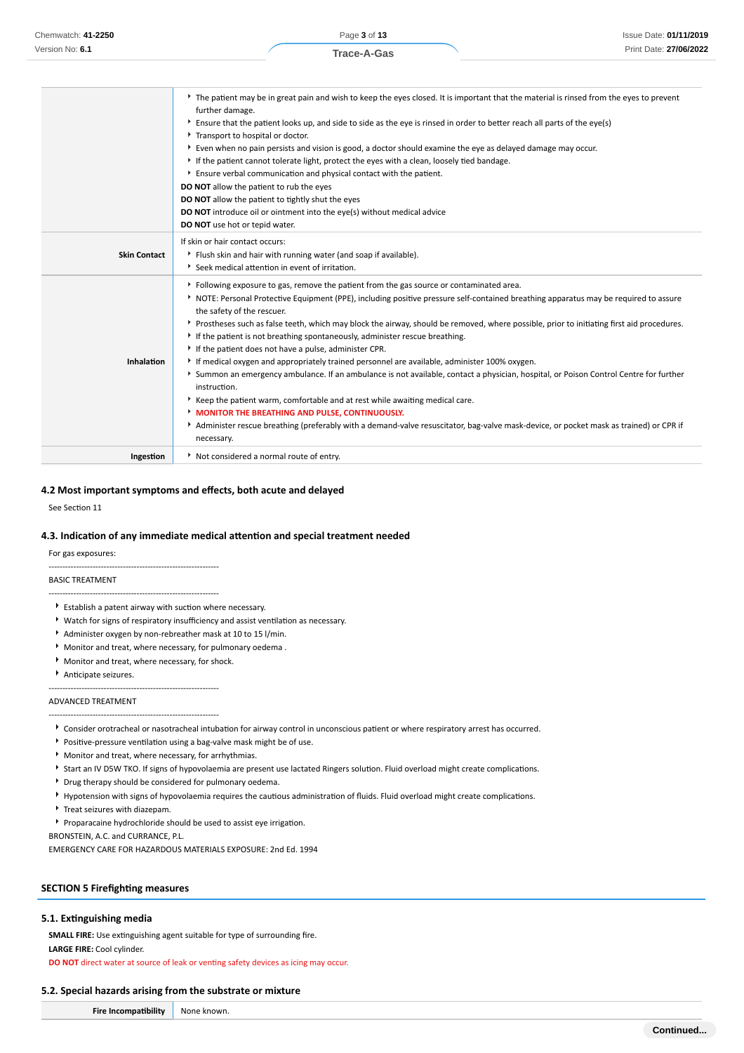| | |
|---|---|
| | ‣ The patient may be in great pain and wish to keep the eyes closed. It is important that the material is rinsed from the eyes to prevent further damage.<br>‣ Ensure that the patient looks up, and side to side as the eye is rinsed in order to better reach all parts of the eye(s)<br>‣ Transport to hospital or doctor.<br>‣ Even when no pain persists and vision is good, a doctor should examine the eye as delayed damage may occur.<br>‣ If the patient cannot tolerate light, protect the eyes with a clean, loosely tied bandage.<br>‣ Ensure verbal communication and physical contact with the patient.<br>**DO NOT** allow the patient to rub the eyes<br>**DO NOT** allow the patient to tightly shut the eyes<br>**DO NOT** introduce oil or ointment into the eye(s) without medical advice<br>**DO NOT** use hot or tepid water. |
| **Skin Contact** | If skin or hair contact occurs:<br>‣ Flush skin and hair with running water (and soap if available).<br>‣ Seek medical attention in event of irritation. |
| **Inhalation** | ‣ Following exposure to gas, remove the patient from the gas source or contaminated area.<br>‣ NOTE: Personal Protective Equipment (PPE), including positive pressure self-contained breathing apparatus may be required to assure the safety of the rescuer.<br>‣ Prostheses such as false teeth, which may block the airway, should be removed, where possible, prior to initiating first aid procedures.<br>‣ If the patient is not breathing spontaneously, administer rescue breathing.<br>‣ If the patient does not have a pulse, administer CPR.<br>‣ If medical oxygen and appropriately trained personnel are available, administer 100% oxygen.<br>‣ Summon an emergency ambulance. If an ambulance is not available, contact a physician, hospital, or Poison Control Centre for further instruction.<br>‣ Keep the patient warm, comfortable and at rest while awaiting medical care.<br>‣ **MONITOR THE BREATHING AND PULSE, CONTINUOUSLY.**<br>‣ Administer rescue breathing (preferably with a demand-valve resuscitator, bag-valve mask-device, or pocket mask as trained) or CPR if necessary. |
| **Ingestion** | ‣ Not considered a normal route of entry. |

### 4.2 Most important symptoms and effects, both acute and delayed

See Section 11

### 4.3. Indication of any immediate medical attention and special treatment needed

For gas exposures:

--------------------------------------------------------------

BASIC TREATMENT

--------------------------------------------------------------

- Establish a patent airway with suction where necessary.
- Watch for signs of respiratory insufficiency and assist ventilation as necessary.
- Administer oxygen by non-rebreather mask at 10 to 15 l/min.
- Monitor and treat, where necessary, for pulmonary oedema .
- Monitor and treat, where necessary, for shock.
- Anticipate seizures.

--------------------------------------------------------------

ADVANCED TREATMENT

--------------------------------------------------------------

- Consider orotracheal or nasotracheal intubation for airway control in unconscious patient or where respiratory arrest has occurred.
- Positive-pressure ventilation using a bag-valve mask might be of use.
- Monitor and treat, where necessary, for arrhythmias.
- Start an IV D5W TKO. If signs of hypovolaemia are present use lactated Ringers solution. Fluid overload might create complications.
- Drug therapy should be considered for pulmonary oedema.
- Hypotension with signs of hypovolaemia requires the cautious administration of fluids. Fluid overload might create complications.
- Treat seizures with diazepam.
- Proparacaine hydrochloride should be used to assist eye irrigation.

BRONSTEIN, A.C. and CURRANCE, P.L.

EMERGENCY CARE FOR HAZARDOUS MATERIALS EXPOSURE: 2nd Ed. 1994

## SECTION 5 Firefighting measures

### 5.1. Extinguishing media

**SMALL FIRE:** Use extinguishing agent suitable for type of surrounding fire.

**LARGE FIRE:** Cool cylinder.

**DO NOT** direct water at source of leak or venting safety devices as icing may occur.

### 5.2. Special hazards arising from the substrate or mixture

| | |
|---|---|
| **Fire Incompatibility** | None known. |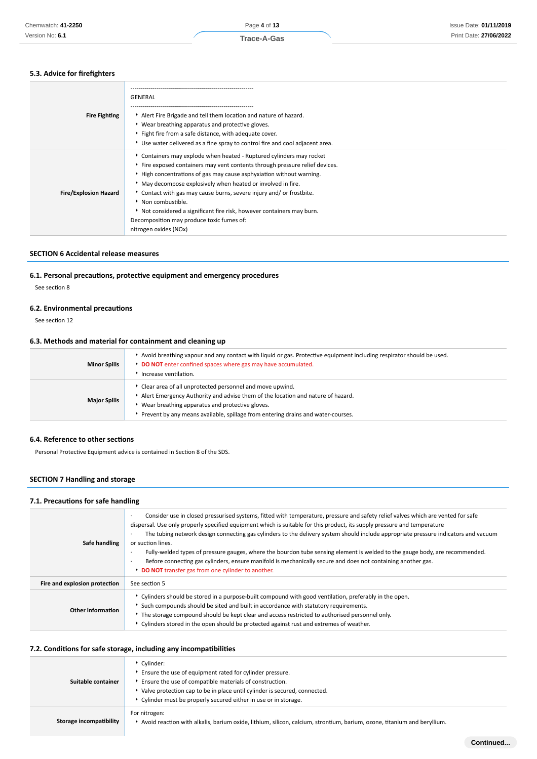### 5.3. Advice for firefighters

| | |
|---|---|
| **Fire Fighting** | -------------------------------------------------------------- GENERAL -------------------------------------------------------------- <br>▸ Alert Fire Brigade and tell them location and nature of hazard.<br>▸ Wear breathing apparatus and protective gloves.<br>▸ Fight fire from a safe distance, with adequate cover.<br>▸ Use water delivered as a fine spray to control fire and cool adjacent area. |
| **Fire/Explosion Hazard** | ▸ Containers may explode when heated - Ruptured cylinders may rocket<br>▸ Fire exposed containers may vent contents through pressure relief devices.<br>▸ High concentrations of gas may cause asphyxiation without warning.<br>▸ May decompose explosively when heated or involved in fire.<br>▸ Contact with gas may cause burns, severe injury and/ or frostbite.<br>▸ Non combustible.<br>▸ Not considered a significant fire risk, however containers may burn.<br>Decomposition may produce toxic fumes of:<br>nitrogen oxides (NOx) |

## SECTION 6 Accidental release measures

### 6.1. Personal precautions, protective equipment and emergency procedures

See section 8

### 6.2. Environmental precautions

See section 12

### 6.3. Methods and material for containment and cleaning up

| | |
|---|---|
| **Minor Spills** | ▸ Avoid breathing vapour and any contact with liquid or gas. Protective equipment including respirator should be used.<br>▸ **DO NOT** enter confined spaces where gas may have accumulated.<br>▸ Increase ventilation. |
| **Major Spills** | ▸ Clear area of all unprotected personnel and move upwind.<br>▸ Alert Emergency Authority and advise them of the location and nature of hazard.<br>▸ Wear breathing apparatus and protective gloves.<br>▸ Prevent by any means available, spillage from entering drains and water-courses. |

### 6.4. Reference to other sections

Personal Protective Equipment advice is contained in Section 8 of the SDS.

## SECTION 7 Handling and storage

### 7.1. Precautions for safe handling

| | |
|---|---|
| **Safe handling** | · Consider use in closed pressurised systems, fitted with temperature, pressure and safety relief valves which are vented for safe dispersal. Use only properly specified equipment which is suitable for this product, its supply pressure and temperature<br>· The tubing network design connecting gas cylinders to the delivery system should include appropriate pressure indicators and vacuum or suction lines.<br>· Fully-welded types of pressure gauges, where the bourdon tube sensing element is welded to the gauge body, are recommended.<br>· Before connecting gas cylinders, ensure manifold is mechanically secure and does not containing another gas.<br>▸ **DO NOT** transfer gas from one cylinder to another. |
| **Fire and explosion protection** | See section 5 |
| **Other information** | ▸ Cylinders should be stored in a purpose-built compound with good ventilation, preferably in the open.<br>▸ Such compounds should be sited and built in accordance with statutory requirements.<br>▸ The storage compound should be kept clear and access restricted to authorised personnel only.<br>▸ Cylinders stored in the open should be protected against rust and extremes of weather. |

### 7.2. Conditions for safe storage, including any incompatibilities

| | |
|---|---|
| **Suitable container** | ▸ Cylinder:<br>▸ Ensure the use of equipment rated for cylinder pressure.<br>▸ Ensure the use of compatible materials of construction.<br>▸ Valve protection cap to be in place until cylinder is secured, connected.<br>▸ Cylinder must be properly secured either in use or in storage. |
| **Storage incompatibility** | For nitrogen:<br>▸ Avoid reaction with alkalis, barium oxide, lithium, silicon, calcium, strontium, barium, ozone, titanium and beryllium. |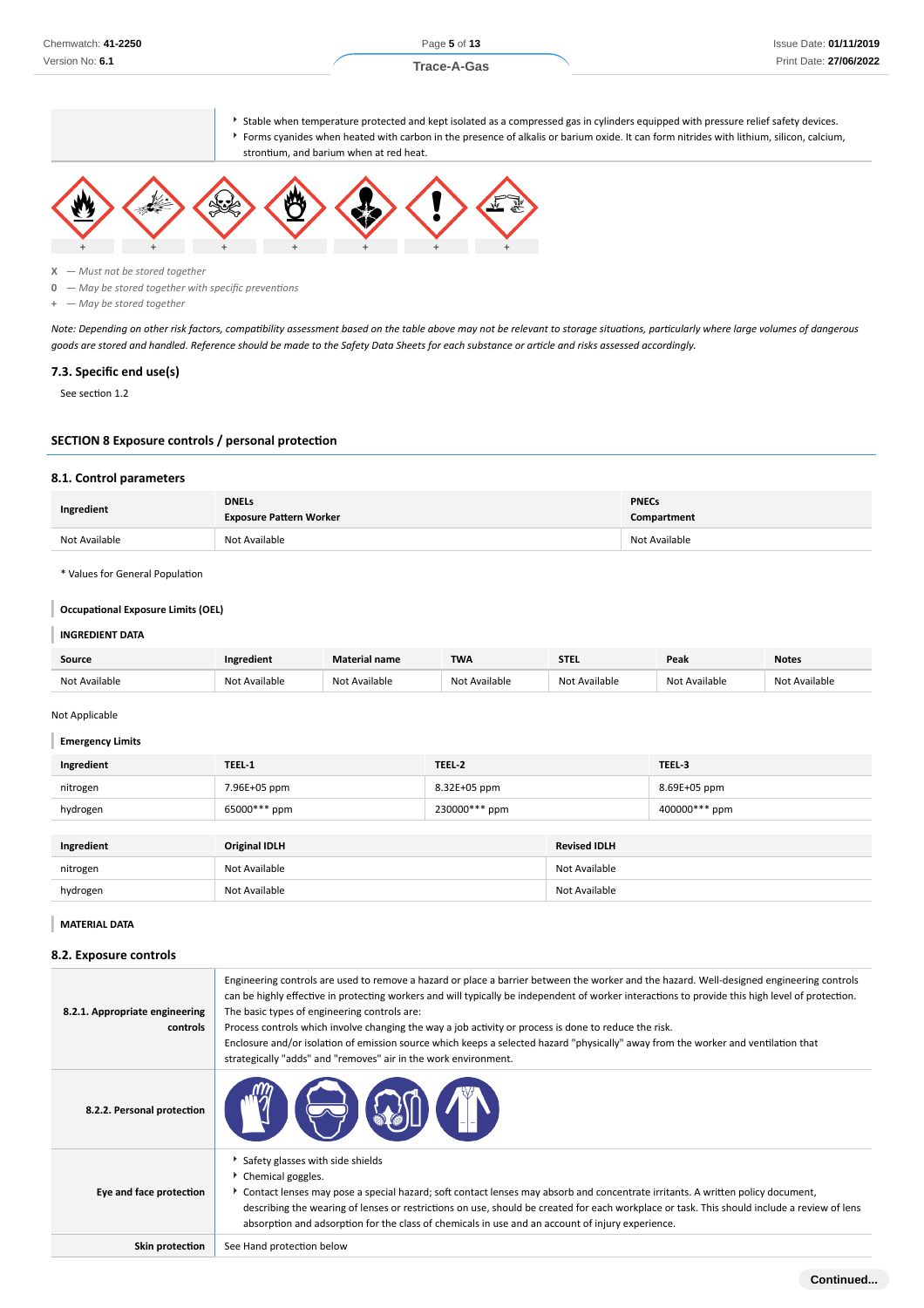| | |
|---|---|
| | - Stable when temperature protected and kept isolated as a compressed gas in cylinders equipped with pressure relief safety devices.<br>- Forms cyanides when heated with carbon in the presence of alkalis or barium oxide. It can form nitrides with lithium, silicon, calcium, strontium, and barium when at red heat. |

| | | | | | | |
|---|---|---|---|---|---|---|
| + | + | + | + | + | + | + |

X — *Must not be stored together*
0 — *May be stored together with specific preventions*
\+ — *May be stored together*

*Note: Depending on other risk factors, compatibility assessment based on the table above may not be relevant to storage situations, particularly where large volumes of dangerous goods are stored and handled. Reference should be made to the Safety Data Sheets for each substance or article and risks assessed accordingly.*

### 7.3. Specific end use(s)

See section 1.2

## SECTION 8 Exposure controls / personal protection

### 8.1. Control parameters

| Ingredient | DNELs<br>Exposure Pattern Worker | PNECs<br>Compartment |
|---|---|---|
| Not Available | Not Available | Not Available |

\* Values for General Population

**Occupational Exposure Limits (OEL)**

**INGREDIENT DATA**

| Source | Ingredient | Material name | TWA | STEL | Peak | Notes |
|---|---|---|---|---|---|---|
| Not Available | Not Available | Not Available | Not Available | Not Available | Not Available | Not Available |

Not Applicable

**Emergency Limits**

| Ingredient | TEEL-1 | TEEL-2 | TEEL-3 |
|---|---|---|---|
| nitrogen | 7.96E+05 ppm | 8.32E+05 ppm | 8.69E+05 ppm |
| hydrogen | 65000*** ppm | 230000*** ppm | 400000*** ppm |

| Ingredient | Original IDLH | Revised IDLH |
|---|---|---|
| nitrogen | Not Available | Not Available |
| hydrogen | Not Available | Not Available |

**MATERIAL DATA**

### 8.2. Exposure controls

| | |
|---|---|
| **8.2.1. Appropriate engineering controls** | Engineering controls are used to remove a hazard or place a barrier between the worker and the hazard. Well-designed engineering controls can be highly effective in protecting workers and will typically be independent of worker interactions to provide this high level of protection.<br>The basic types of engineering controls are:<br>Process controls which involve changing the way a job activity or process is done to reduce the risk.<br>Enclosure and/or isolation of emission source which keeps a selected hazard "physically" away from the worker and ventilation that strategically "adds" and "removes" air in the work environment. |
| **8.2.2. Personal protection** | |
| **Eye and face protection** | - Safety glasses with side shields<br>- Chemical goggles.<br>- Contact lenses may pose a special hazard; soft contact lenses may absorb and concentrate irritants. A written policy document, describing the wearing of lenses or restrictions on use, should be created for each workplace or task. This should include a review of lens absorption and adsorption for the class of chemicals in use and an account of injury experience. |
| **Skin protection** | See Hand protection below |

Continued...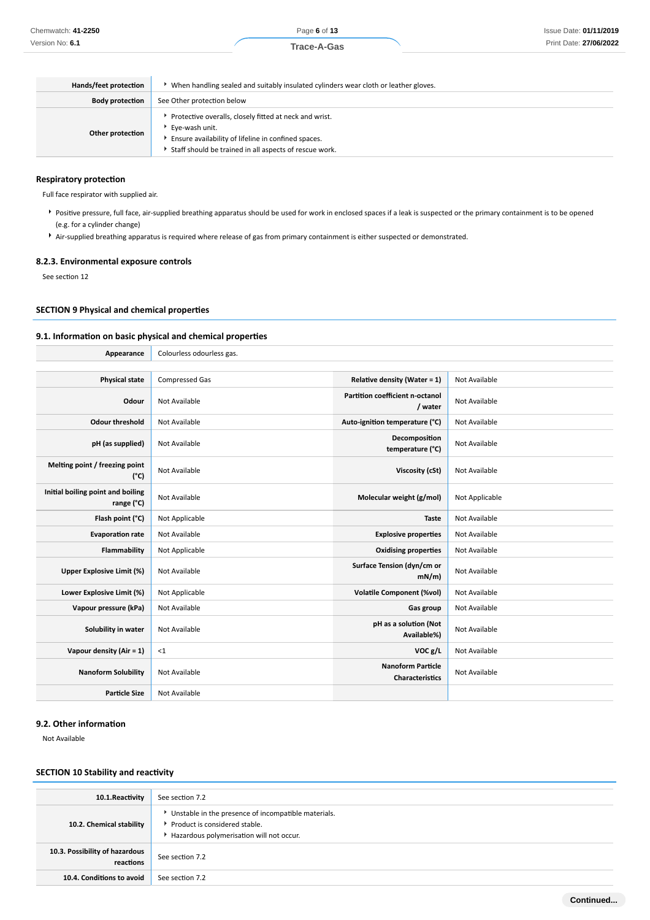| | |
|---|---|
| **Hands/feet protection** | - When handling sealed and suitably insulated cylinders wear cloth or leather gloves. |
| **Body protection** | See Other protection below |
| **Other protection** | - Protective overalls, closely fitted at neck and wrist.<br>- Eye-wash unit.<br>- Ensure availability of lifeline in confined spaces.<br>- Staff should be trained in all aspects of rescue work. |

### Respiratory protection

Full face respirator with supplied air.

- Positive pressure, full face, air-supplied breathing apparatus should be used for work in enclosed spaces if a leak is suspected or the primary containment is to be opened (e.g. for a cylinder change)
- Air-supplied breathing apparatus is required where release of gas from primary containment is either suspected or demonstrated.

### 8.2.3. Environmental exposure controls

See section 12

## SECTION 9 Physical and chemical properties

### 9.1. Information on basic physical and chemical properties

| | |
|---|---|
| **Appearance** | Colourless odourless gas. |

| | | | |
|---|---|---|---|
| **Physical state** | Compressed Gas | **Relative density (Water = 1)** | Not Available |
| **Odour** | Not Available | **Partition coefficient n-octanol / water** | Not Available |
| **Odour threshold** | Not Available | **Auto-ignition temperature (°C)** | Not Available |
| **pH (as supplied)** | Not Available | **Decomposition temperature (°C)** | Not Available |
| **Melting point / freezing point (°C)** | Not Available | **Viscosity (cSt)** | Not Available |
| **Initial boiling point and boiling range (°C)** | Not Available | **Molecular weight (g/mol)** | Not Applicable |
| **Flash point (°C)** | Not Applicable | **Taste** | Not Available |
| **Evaporation rate** | Not Available | **Explosive properties** | Not Available |
| **Flammability** | Not Applicable | **Oxidising properties** | Not Available |
| **Upper Explosive Limit (%)** | Not Available | **Surface Tension (dyn/cm or mN/m)** | Not Available |
| **Lower Explosive Limit (%)** | Not Applicable | **Volatile Component (%vol)** | Not Available |
| **Vapour pressure (kPa)** | Not Available | **Gas group** | Not Available |
| **Solubility in water** | Not Available | **pH as a solution (Not Available%)** | Not Available |
| **Vapour density (Air = 1)** | <1 | **VOC g/L** | Not Available |
| **Nanoform Solubility** | Not Available | **Nanoform Particle Characteristics** | Not Available |
| **Particle Size** | Not Available | | |

### 9.2. Other information

Not Available

## SECTION 10 Stability and reactivity

| | |
|---|---|
| **10.1.Reactivity** | See section 7.2 |
| **10.2. Chemical stability** | - Unstable in the presence of incompatible materials.<br>- Product is considered stable.<br>- Hazardous polymerisation will not occur. |
| **10.3. Possibility of hazardous reactions** | See section 7.2 |
| **10.4. Conditions to avoid** | See section 7.2 |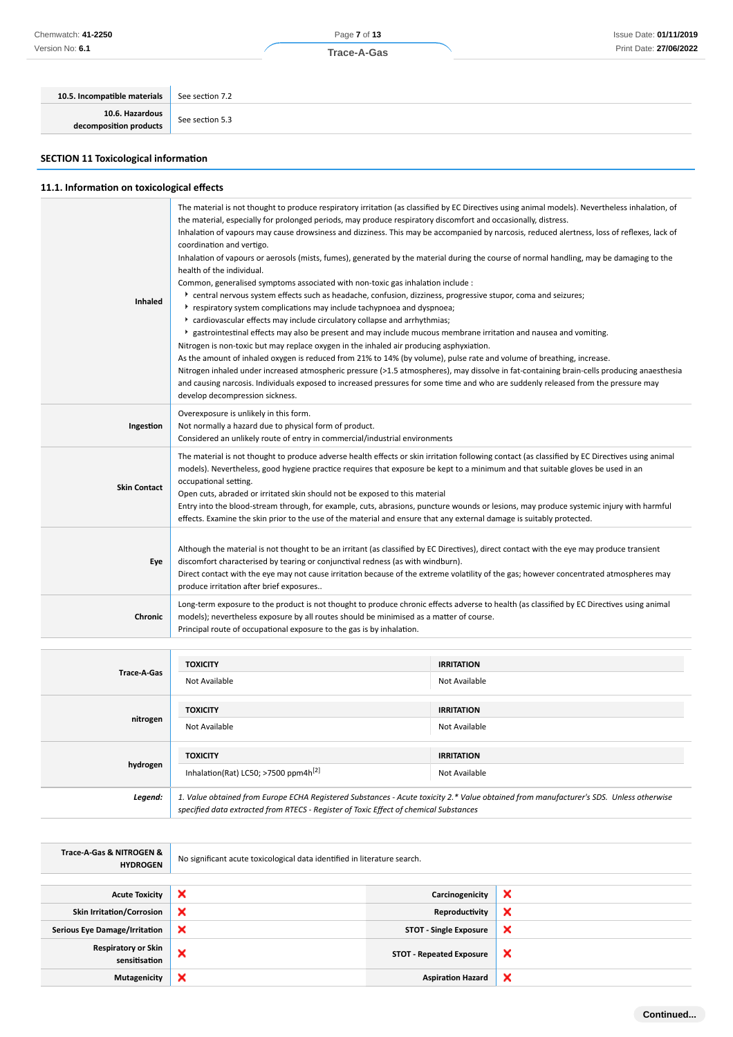| | |
|---|---|
| **10.5. Incompatible materials** | See section 7.2 |
| **10.6. Hazardous decomposition products** | See section 5.3 |

## SECTION 11 Toxicological information

### 11.1. Information on toxicological effects

| | |
|---|---|
| **Inhaled** | The material is not thought to produce respiratory irritation (as classified by EC Directives using animal models). Nevertheless inhalation, of the material, especially for prolonged periods, may produce respiratory discomfort and occasionally, distress.<br>Inhalation of vapours may cause drowsiness and dizziness. This may be accompanied by narcosis, reduced alertness, loss of reflexes, lack of coordination and vertigo.<br>Inhalation of vapours or aerosols (mists, fumes), generated by the material during the course of normal handling, may be damaging to the health of the individual.<br>Common, generalised symptoms associated with non-toxic gas inhalation include :<br>‣ central nervous system effects such as headache, confusion, dizziness, progressive stupor, coma and seizures;<br>‣ respiratory system complications may include tachypnoea and dyspnoea;<br>‣ cardiovascular effects may include circulatory collapse and arrhythmias;<br>‣ gastrointestinal effects may also be present and may include mucous membrane irritation and nausea and vomiting.<br>Nitrogen is non-toxic but may replace oxygen in the inhaled air producing asphyxiation.<br>As the amount of inhaled oxygen is reduced from 21% to 14% (by volume), pulse rate and volume of breathing, increase.<br>Nitrogen inhaled under increased atmospheric pressure (>1.5 atmospheres), may dissolve in fat-containing brain-cells producing anaesthesia and causing narcosis. Individuals exposed to increased pressures for some time and who are suddenly released from the pressure may develop decompression sickness. |
| **Ingestion** | Overexposure is unlikely in this form.<br>Not normally a hazard due to physical form of product.<br>Considered an unlikely route of entry in commercial/industrial environments |
| **Skin Contact** | The material is not thought to produce adverse health effects or skin irritation following contact (as classified by EC Directives using animal models). Nevertheless, good hygiene practice requires that exposure be kept to a minimum and that suitable gloves be used in an occupational setting.<br>Open cuts, abraded or irritated skin should not be exposed to this material<br>Entry into the blood-stream through, for example, cuts, abrasions, puncture wounds or lesions, may produce systemic injury with harmful effects. Examine the skin prior to the use of the material and ensure that any external damage is suitably protected. |
| **Eye** | Although the material is not thought to be an irritant (as classified by EC Directives), direct contact with the eye may produce transient discomfort characterised by tearing or conjunctival redness (as with windburn).<br>Direct contact with the eye may not cause irritation because of the extreme volatility of the gas; however concentrated atmospheres may produce irritation after brief exposures.. |
| **Chronic** | Long-term exposure to the product is not thought to produce chronic effects adverse to health (as classified by EC Directives using animal models); nevertheless exposure by all routes should be minimised as a matter of course.<br>Principal route of occupational exposure to the gas is by inhalation. |

| | TOXICITY | IRRITATION |
|---|---|---|
| **Trace-A-Gas** | Not Available | Not Available |
| **nitrogen** | Not Available | Not Available |
| **hydrogen** | Inhalation(Rat) LC50; >7500 ppm4h[2] | Not Available |
| ***Legend:*** | *1. Value obtained from Europe ECHA Registered Substances - Acute toxicity 2.\* Value obtained from manufacturer's SDS. Unless otherwise specified data extracted from RTECS - Register of Toxic Effect of chemical Substances* | |

| | |
|---|---|
| **Trace-A-Gas & NITROGEN & HYDROGEN** | No significant acute toxicological data identified in literature search. |

| | | | |
|---|---|---|---|
| **Acute Toxicity** | ❌ | **Carcinogenicity** | ❌ |
| **Skin Irritation/Corrosion** | ❌ | **Reproductivity** | ❌ |
| **Serious Eye Damage/Irritation** | ❌ | **STOT - Single Exposure** | ❌ |
| **Respiratory or Skin sensitisation** | ❌ | **STOT - Repeated Exposure** | ❌ |
| **Mutagenicity** | ❌ | **Aspiration Hazard** | ❌ |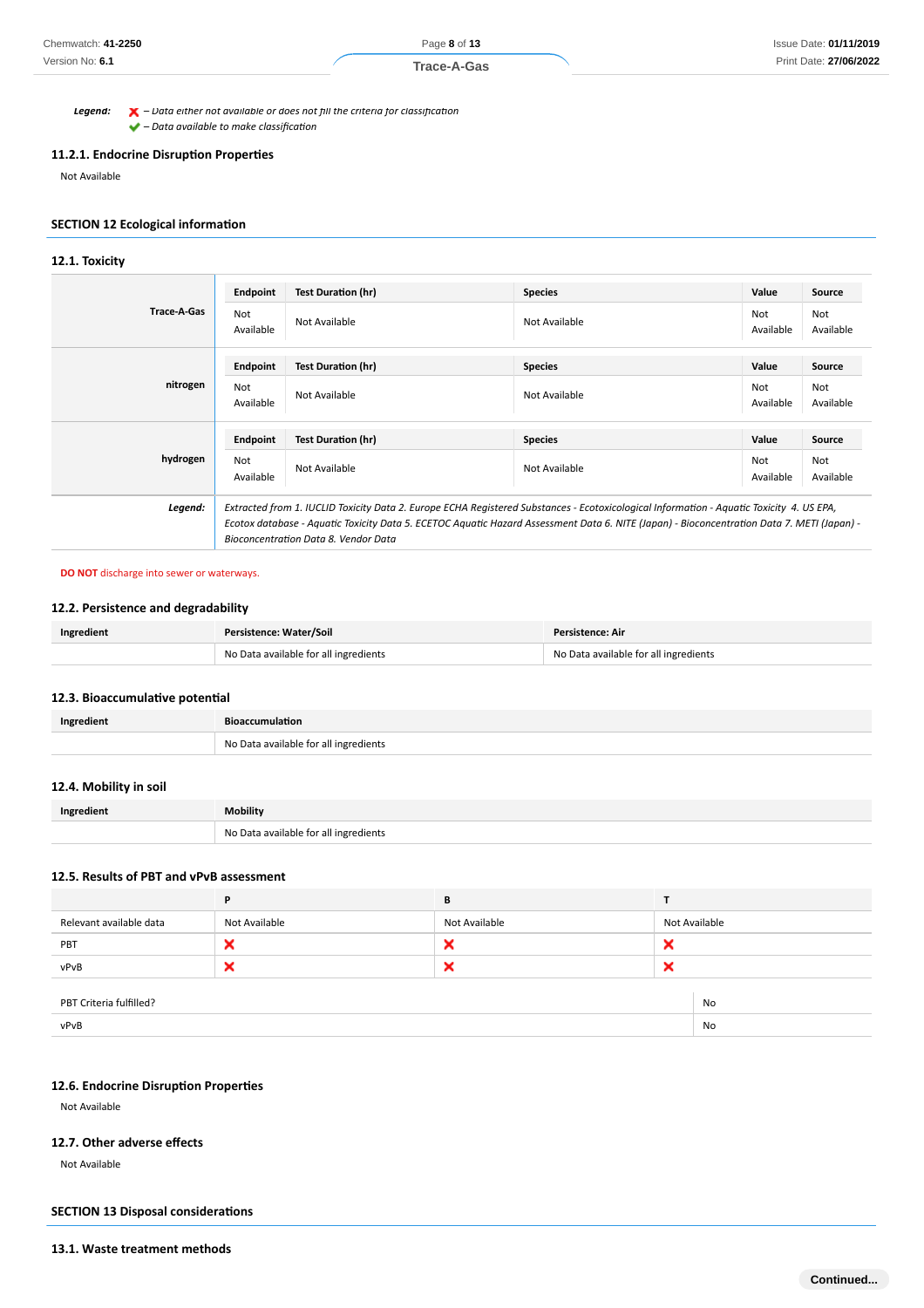*Legend:* ❌ – Data either not available or does not fill the criteria for classification
✅ – Data available to make classification

### 11.2.1. Endocrine Disruption Properties

Not Available

## SECTION 12 Ecological information

### 12.1. Toxicity

| | Endpoint | Test Duration (hr) | Species | Value | Source |
|---|---|---|---|---|---|
| **Trace-A-Gas** | Not Available | Not Available | Not Available | Not Available | Not Available |
| **nitrogen** | Not Available | Not Available | Not Available | Not Available | Not Available |
| **hydrogen** | Not Available | Not Available | Not Available | Not Available | Not Available |
| ***Legend:*** | *Extracted from 1. IUCLID Toxicity Data 2. Europe ECHA Registered Substances - Ecotoxicological Information - Aquatic Toxicity 4. US EPA, Ecotox database - Aquatic Toxicity Data 5. ECETOC Aquatic Hazard Assessment Data 6. NITE (Japan) - Bioconcentration Data 7. METI (Japan) - Bioconcentration Data 8. Vendor Data* | | | | |

**DO NOT** discharge into sewer or waterways.

### 12.2. Persistence and degradability

| Ingredient | Persistence: Water/Soil | Persistence: Air |
|---|---|---|
| | No Data available for all ingredients | No Data available for all ingredients |

### 12.3. Bioaccumulative potential

| Ingredient | Bioaccumulation |
|---|---|
| | No Data available for all ingredients |

### 12.4. Mobility in soil

| Ingredient | Mobility |
|---|---|
| | No Data available for all ingredients |

### 12.5. Results of PBT and vPvB assessment

| | P | B | T |
|---|---|---|---|
| Relevant available data | Not Available | Not Available | Not Available |
| PBT | ❌ | ❌ | ❌ |
| vPvB | ❌ | ❌ | ❌ |

| | |
|---|---|
| PBT Criteria fulfilled? | No |
| vPvB | No |

### 12.6. Endocrine Disruption Properties

Not Available

### 12.7. Other adverse effects

Not Available

## SECTION 13 Disposal considerations

### 13.1. Waste treatment methods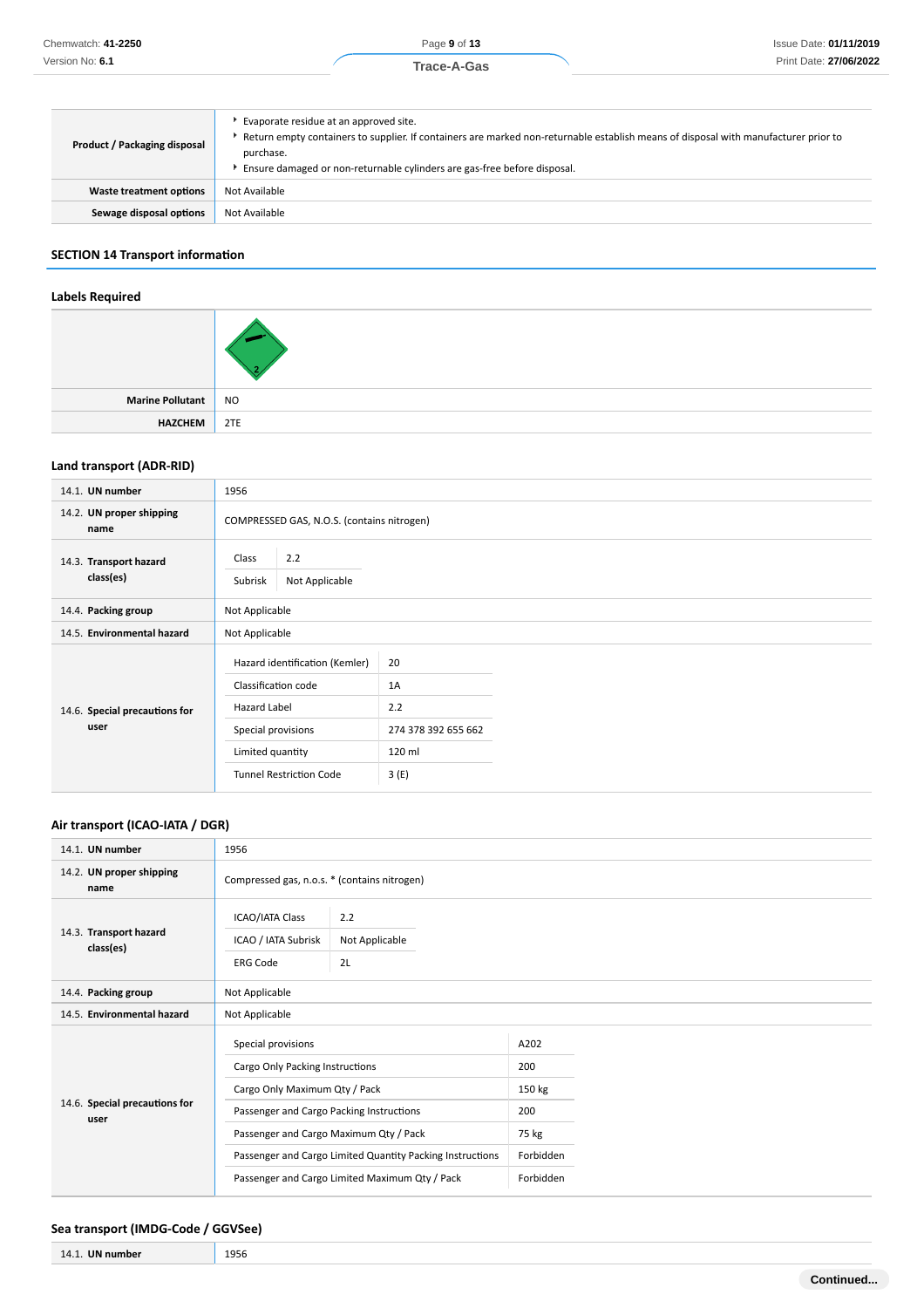| | |
|---|---|
| **Product / Packaging disposal** | ▸ Evaporate residue at an approved site.<br>▸ Return empty containers to supplier. If containers are marked non-returnable establish means of disposal with manufacturer prior to purchase.<br>▸ Ensure damaged or non-returnable cylinders are gas-free before disposal. |
| **Waste treatment options** | Not Available |
| **Sewage disposal options** | Not Available |

## SECTION 14 Transport information

### Labels Required

| | |
|---|---|
| | |
| **Marine Pollutant** | NO |
| **HAZCHEM** | 2TE |

### Land transport (ADR-RID)

| | |
|---|---|
| 14.1. **UN number** | 1956 |
| 14.2. **UN proper shipping name** | COMPRESSED GAS, N.O.S. (contains nitrogen) |
| 14.3. **Transport hazard class(es)** | Class: 2.2<br>Subrisk: Not Applicable |
| 14.4. **Packing group** | Not Applicable |
| 14.5. **Environmental hazard** | Not Applicable |
| 14.6. **Special precautions for user** | Hazard identification (Kemler): 20<br>Classification code: 1A<br>Hazard Label: 2.2<br>Special provisions: 274 378 392 655 662<br>Limited quantity: 120 ml<br>Tunnel Restriction Code: 3 (E) |

### Air transport (ICAO-IATA / DGR)

| | |
|---|---|
| 14.1. **UN number** | 1956 |
| 14.2. **UN proper shipping name** | Compressed gas, n.o.s. * (contains nitrogen) |
| 14.3. **Transport hazard class(es)** | ICAO/IATA Class: 2.2<br>ICAO / IATA Subrisk: Not Applicable<br>ERG Code: 2L |
| 14.4. **Packing group** | Not Applicable |
| 14.5. **Environmental hazard** | Not Applicable |
| 14.6. **Special precautions for user** | Special provisions: A202<br>Cargo Only Packing Instructions: 200<br>Cargo Only Maximum Qty / Pack: 150 kg<br>Passenger and Cargo Packing Instructions: 200<br>Passenger and Cargo Maximum Qty / Pack: 75 kg<br>Passenger and Cargo Limited Quantity Packing Instructions: Forbidden<br>Passenger and Cargo Limited Maximum Qty / Pack: Forbidden |

### Sea transport (IMDG-Code / GGVSee)

| | |
|---|---|
| 14.1. **UN number** | 1956 |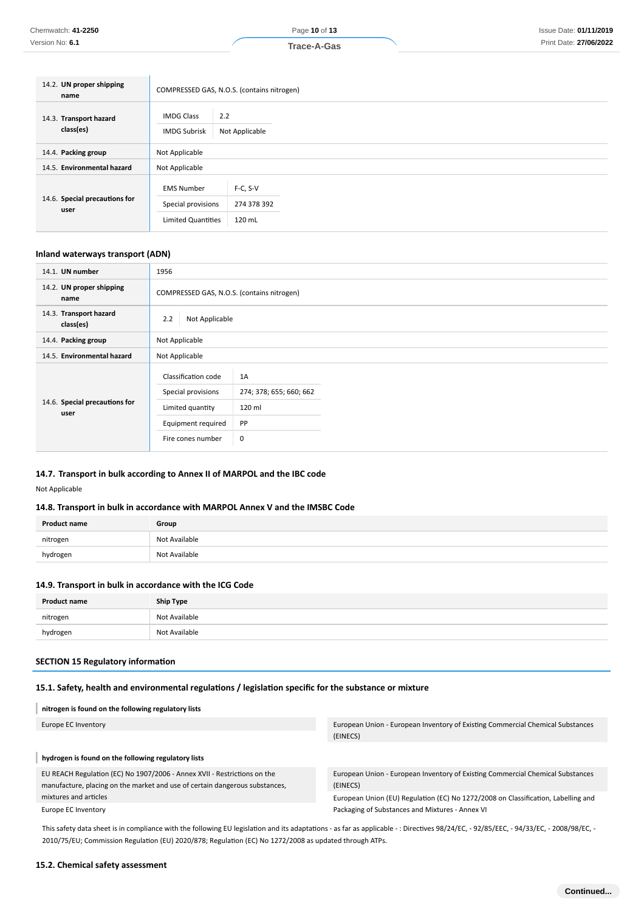| | |
|---|---|
| 14.2. **UN proper shipping name** | COMPRESSED GAS, N.O.S. (contains nitrogen) |
| 14.3. **Transport hazard class(es)** | IMDG Class: 2.2<br>IMDG Subrisk: Not Applicable |
| 14.4. **Packing group** | Not Applicable |
| 14.5. **Environmental hazard** | Not Applicable |
| 14.6. **Special precautions for user** | EMS Number: F-C, S-V<br>Special provisions: 274 378 392<br>Limited Quantities: 120 mL |

#### Inland waterways transport (ADN)

| | |
|---|---|
| 14.1. **UN number** | 1956 |
| 14.2. **UN proper shipping name** | COMPRESSED GAS, N.O.S. (contains nitrogen) |
| 14.3. **Transport hazard class(es)** | 2.2 \| Not Applicable |
| 14.4. **Packing group** | Not Applicable |
| 14.5. **Environmental hazard** | Not Applicable |
| 14.6. **Special precautions for user** | Classification code: 1A<br>Special provisions: 274; 378; 655; 660; 662<br>Limited quantity: 120 ml<br>Equipment required: PP<br>Fire cones number: 0 |

### 14.7. Transport in bulk according to Annex II of MARPOL and the IBC code

Not Applicable

### 14.8. Transport in bulk in accordance with MARPOL Annex V and the IMSBC Code

| Product name | Group |
|---|---|
| nitrogen | Not Available |
| hydrogen | Not Available |

### 14.9. Transport in bulk in accordance with the ICG Code

| Product name | Ship Type |
|---|---|
| nitrogen | Not Available |
| hydrogen | Not Available |

## SECTION 15 Regulatory information

### 15.1. Safety, health and environmental regulations / legislation specific for the substance or mixture

**nitrogen is found on the following regulatory lists**

| | |
|---|---|
| Europe EC Inventory | European Union - European Inventory of Existing Commercial Chemical Substances (EINECS) |

**hydrogen is found on the following regulatory lists**

| | |
|---|---|
| EU REACH Regulation (EC) No 1907/2006 - Annex XVII - Restrictions on the manufacture, placing on the market and use of certain dangerous substances, mixtures and articles | European Union - European Inventory of Existing Commercial Chemical Substances (EINECS) |
| Europe EC Inventory | European Union (EU) Regulation (EC) No 1272/2008 on Classification, Labelling and Packaging of Substances and Mixtures - Annex VI |

This safety data sheet is in compliance with the following EU legislation and its adaptations - as far as applicable - : Directives 98/24/EC, - 92/85/EEC, - 94/33/EC, - 2008/98/EC, - 2010/75/EU; Commission Regulation (EU) 2020/878; Regulation (EC) No 1272/2008 as updated through ATPs.

### 15.2. Chemical safety assessment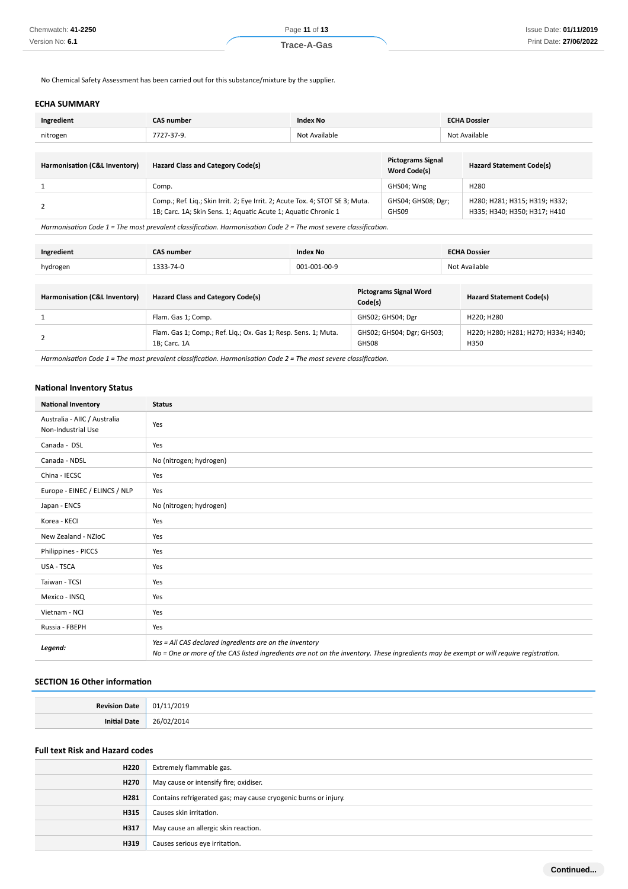No Chemical Safety Assessment has been carried out for this substance/mixture by the supplier.

### ECHA SUMMARY

| Ingredient | CAS number | Index No | ECHA Dossier |
|---|---|---|---|
| nitrogen | 7727-37-9. | Not Available | Not Available |

| Harmonisation (C&L Inventory) | Hazard Class and Category Code(s) | Pictograms Signal Word Code(s) | Hazard Statement Code(s) |
|---|---|---|---|
| 1 | Comp. | GHS04; Wng | H280 |
| 2 | Comp.; Ref. Liq.; Skin Irrit. 2; Eye Irrit. 2; Acute Tox. 4; STOT SE 3; Muta. 1B; Carc. 1A; Skin Sens. 1; Aquatic Acute 1; Aquatic Chronic 1 | GHS04; GHS08; Dgr; GHS09 | H280; H281; H315; H319; H332; H335; H340; H350; H317; H410 |

*Harmonisation Code 1 = The most prevalent classification. Harmonisation Code 2 = The most severe classification.*

| Ingredient | CAS number | Index No | ECHA Dossier |
|---|---|---|---|
| hydrogen | 1333-74-0 | 001-001-00-9 | Not Available |

| Harmonisation (C&L Inventory) | Hazard Class and Category Code(s) | Pictograms Signal Word Code(s) | Hazard Statement Code(s) |
|---|---|---|---|
| 1 | Flam. Gas 1; Comp. | GHS02; GHS04; Dgr | H220; H280 |
| 2 | Flam. Gas 1; Comp.; Ref. Liq.; Ox. Gas 1; Resp. Sens. 1; Muta. 1B; Carc. 1A | GHS02; GHS04; Dgr; GHS03; GHS08 | H220; H280; H281; H270; H334; H340; H350 |

*Harmonisation Code 1 = The most prevalent classification. Harmonisation Code 2 = The most severe classification.*

### National Inventory Status

| National Inventory | Status |
|---|---|
| Australia - AIIC / Australia Non-Industrial Use | Yes |
| Canada - DSL | Yes |
| Canada - NDSL | No (nitrogen; hydrogen) |
| China - IECSC | Yes |
| Europe - EINEC / ELINCS / NLP | Yes |
| Japan - ENCS | No (nitrogen; hydrogen) |
| Korea - KECI | Yes |
| New Zealand - NZIoC | Yes |
| Philippines - PICCS | Yes |
| USA - TSCA | Yes |
| Taiwan - TCSI | Yes |
| Mexico - INSQ | Yes |
| Vietnam - NCI | Yes |
| Russia - FBEPH | Yes |
| ***Legend:*** | *Yes = All CAS declared ingredients are on the inventory*<br>*No = One or more of the CAS listed ingredients are not on the inventory. These ingredients may be exempt or will require registration.* |

## SECTION 16 Other information

| | |
|---|---|
| **Revision Date** | 01/11/2019 |
| **Initial Date** | 26/02/2014 |

### Full text Risk and Hazard codes

| | |
|---|---|
| **H220** | Extremely flammable gas. |
| **H270** | May cause or intensify fire; oxidiser. |
| **H281** | Contains refrigerated gas; may cause cryogenic burns or injury. |
| **H315** | Causes skin irritation. |
| **H317** | May cause an allergic skin reaction. |
| **H319** | Causes serious eye irritation. |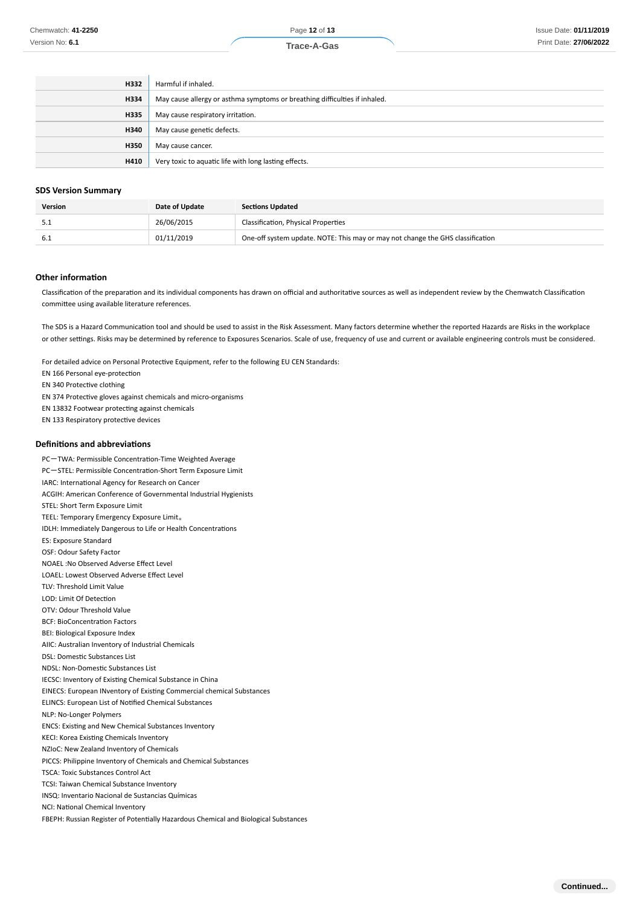| | |
|---|---|
| H332 | Harmful if inhaled. |
| H334 | May cause allergy or asthma symptoms or breathing difficulties if inhaled. |
| H335 | May cause respiratory irritation. |
| H340 | May cause genetic defects. |
| H350 | May cause cancer. |
| H410 | Very toxic to aquatic life with long lasting effects. |

### SDS Version Summary

| Version | Date of Update | Sections Updated |
|---|---|---|
| 5.1 | 26/06/2015 | Classification, Physical Properties |
| 6.1 | 01/11/2019 | One-off system update. NOTE: This may or may not change the GHS classification |

### Other information

Classification of the preparation and its individual components has drawn on official and authoritative sources as well as independent review by the Chemwatch Classification committee using available literature references.

The SDS is a Hazard Communication tool and should be used to assist in the Risk Assessment. Many factors determine whether the reported Hazards are Risks in the workplace or other settings. Risks may be determined by reference to Exposures Scenarios. Scale of use, frequency of use and current or available engineering controls must be considered.

For detailed advice on Personal Protective Equipment, refer to the following EU CEN Standards:
EN 166 Personal eye-protection
EN 340 Protective clothing
EN 374 Protective gloves against chemicals and micro-organisms
EN 13832 Footwear protecting against chemicals
EN 133 Respiratory protective devices

### Definitions and abbreviations

PC－TWA: Permissible Concentration-Time Weighted Average
PC－STEL: Permissible Concentration-Short Term Exposure Limit
IARC: International Agency for Research on Cancer
ACGIH: American Conference of Governmental Industrial Hygienists
STEL: Short Term Exposure Limit
TEEL: Temporary Emergency Exposure Limit。
IDLH: Immediately Dangerous to Life or Health Concentrations
ES: Exposure Standard
OSF: Odour Safety Factor
NOAEL :No Observed Adverse Effect Level
LOAEL: Lowest Observed Adverse Effect Level
TLV: Threshold Limit Value
LOD: Limit Of Detection
OTV: Odour Threshold Value
BCF: BioConcentration Factors
BEI: Biological Exposure Index
AIIC: Australian Inventory of Industrial Chemicals
DSL: Domestic Substances List
NDSL: Non-Domestic Substances List
IECSC: Inventory of Existing Chemical Substance in China
EINECS: European INventory of Existing Commercial chemical Substances
ELINCS: European List of Notified Chemical Substances
NLP: No-Longer Polymers
ENCS: Existing and New Chemical Substances Inventory
KECI: Korea Existing Chemicals Inventory
NZIoC: New Zealand Inventory of Chemicals
PICCS: Philippine Inventory of Chemicals and Chemical Substances
TSCA: Toxic Substances Control Act
TCSI: Taiwan Chemical Substance Inventory
INSQ: Inventario Nacional de Sustancias Químicas
NCI: National Chemical Inventory
FBEPH: Russian Register of Potentially Hazardous Chemical and Biological Substances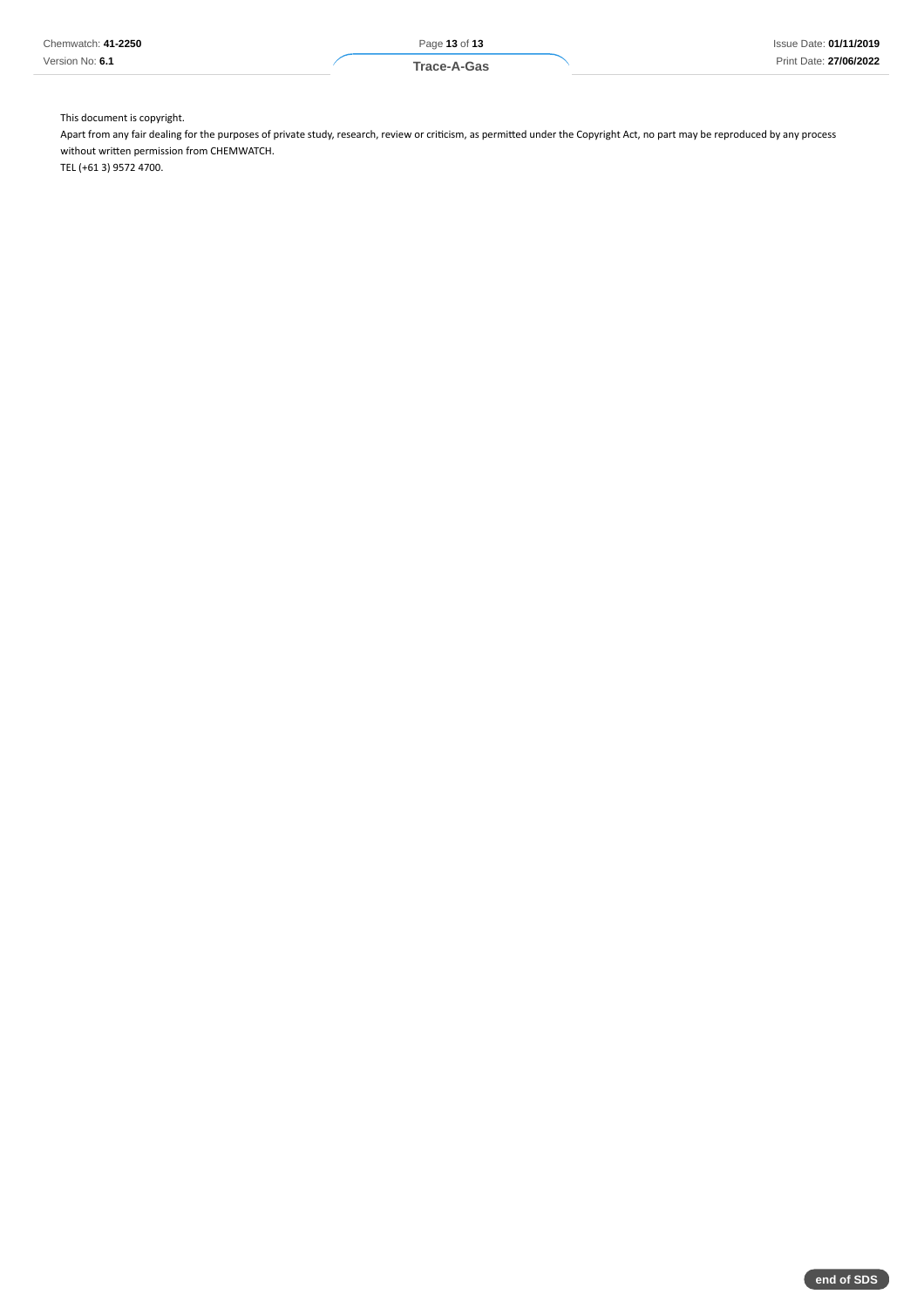This document is copyright.

Apart from any fair dealing for the purposes of private study, research, review or criticism, as permitted under the Copyright Act, no part may be reproduced by any process without written permission from CHEMWATCH.

TEL (+61 3) 9572 4700.

end of SDS